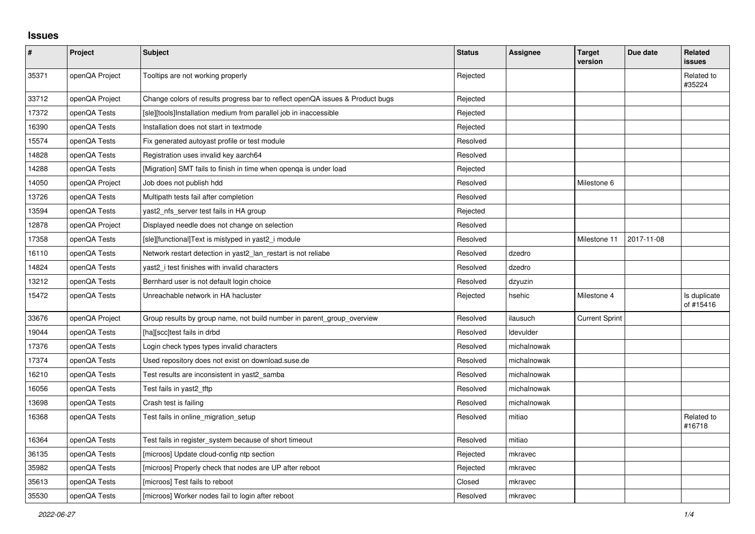# Issues

| # | Project | Subject | Status | Assignee | Target version | Due date | Related issues |
|---|---|---|---|---|---|---|---|
| 35371 | openQA Project | Tooltips are not working properly | Rejected | | | | Related to #35224 |
| 33712 | openQA Project | Change colors of results progress bar to reflect openQA issues & Product bugs | Rejected | | | | |
| 17372 | openQA Tests | [sle][tools]Installation medium from parallel job in inaccessible | Rejected | | | | |
| 16390 | openQA Tests | Installation does not start in textmode | Rejected | | | | |
| 15574 | openQA Tests | Fix generated autoyast profile or test module | Resolved | | | | |
| 14828 | openQA Tests | Registration uses invalid key aarch64 | Resolved | | | | |
| 14288 | openQA Tests | [Migration] SMT fails to finish in time when openqa is under load | Rejected | | | | |
| 14050 | openQA Project | Job does not publish hdd | Resolved | | Milestone 6 | | |
| 13726 | openQA Tests | Multipath tests fail after completion | Resolved | | | | |
| 13594 | openQA Tests | yast2_nfs_server test fails in HA group | Rejected | | | | |
| 12878 | openQA Project | Displayed needle does not change on selection | Resolved | | | | |
| 17358 | openQA Tests | [sle][functional]Text is mistyped in yast2_i module | Resolved | | Milestone 11 | 2017-11-08 | |
| 16110 | openQA Tests | Network restart detection in yast2_lan_restart is not reliabe | Resolved | dzedro | | | |
| 14824 | openQA Tests | yast2_i test finishes with invalid characters | Resolved | dzedro | | | |
| 13212 | openQA Tests | Bernhard user is not default login choice | Resolved | dzyuzin | | | |
| 15472 | openQA Tests | Unreachable network in HA hacluster | Rejected | hsehic | Milestone 4 | | Is duplicate of #15416 |
| 33676 | openQA Project | Group results by group name, not build number in parent_group_overview | Resolved | ilausuch | Current Sprint | | |
| 19044 | openQA Tests | [ha][scc]test fails in drbd | Resolved | ldevulder | | | |
| 17376 | openQA Tests | Login check types types invalid characters | Resolved | michalnowak | | | |
| 17374 | openQA Tests | Used repository does not exist on download.suse.de | Resolved | michalnowak | | | |
| 16210 | openQA Tests | Test results are inconsistent in yast2_samba | Resolved | michalnowak | | | |
| 16056 | openQA Tests | Test fails in yast2_tftp | Resolved | michalnowak | | | |
| 13698 | openQA Tests | Crash test is failing | Resolved | michalnowak | | | |
| 16368 | openQA Tests | Test fails in online_migration_setup | Resolved | mitiao | | | Related to #16718 |
| 16364 | openQA Tests | Test fails in register_system because of short timeout | Resolved | mitiao | | | |
| 36135 | openQA Tests | [microos] Update cloud-config ntp section | Rejected | mkravec | | | |
| 35982 | openQA Tests | [microos] Properly check that nodes are UP after reboot | Rejected | mkravec | | | |
| 35613 | openQA Tests | [microos] Test fails to reboot | Closed | mkravec | | | |
| 35530 | openQA Tests | [microos] Worker nodes fail to login after reboot | Resolved | mkravec | | | |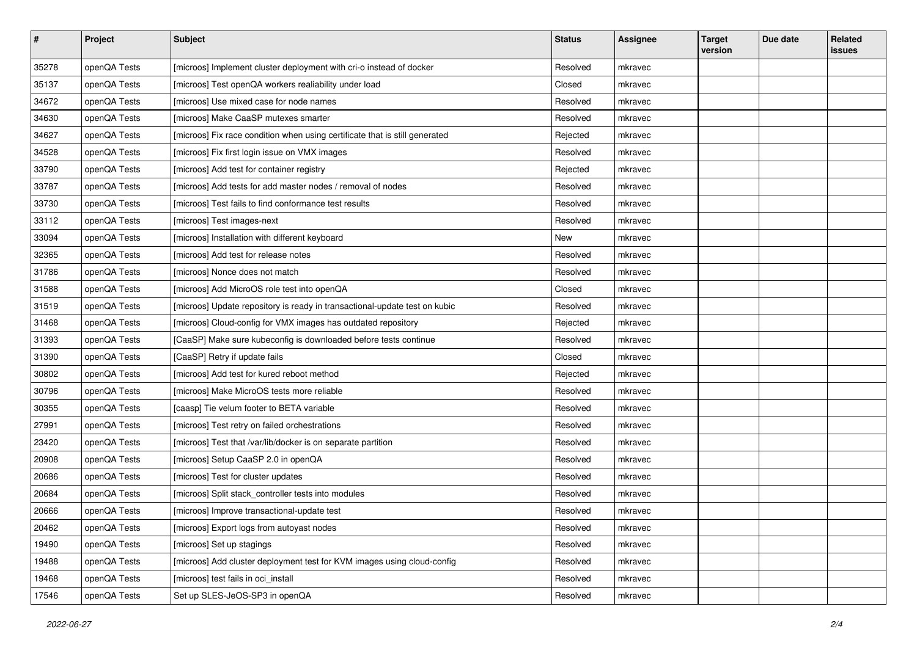| # | Project | Subject | Status | Assignee | Target version | Due date | Related issues |
|---|---|---|---|---|---|---|---|
| 35278 | openQA Tests | [microos] Implement cluster deployment with cri-o instead of docker | Resolved | mkravec | | | |
| 35137 | openQA Tests | [microos] Test openQA workers realiability under load | Closed | mkravec | | | |
| 34672 | openQA Tests | [microos] Use mixed case for node names | Resolved | mkravec | | | |
| 34630 | openQA Tests | [microos] Make CaaSP mutexes smarter | Resolved | mkravec | | | |
| 34627 | openQA Tests | [microos] Fix race condition when using certificate that is still generated | Rejected | mkravec | | | |
| 34528 | openQA Tests | [microos] Fix first login issue on VMX images | Resolved | mkravec | | | |
| 33790 | openQA Tests | [microos] Add test for container registry | Rejected | mkravec | | | |
| 33787 | openQA Tests | [microos] Add tests for add master nodes / removal of nodes | Resolved | mkravec | | | |
| 33730 | openQA Tests | [microos] Test fails to find conformance test results | Resolved | mkravec | | | |
| 33112 | openQA Tests | [microos] Test images-next | Resolved | mkravec | | | |
| 33094 | openQA Tests | [microos] Installation with different keyboard | New | mkravec | | | |
| 32365 | openQA Tests | [microos] Add test for release notes | Resolved | mkravec | | | |
| 31786 | openQA Tests | [microos] Nonce does not match | Resolved | mkravec | | | |
| 31588 | openQA Tests | [microos] Add MicroOS role test into openQA | Closed | mkravec | | | |
| 31519 | openQA Tests | [microos] Update repository is ready in transactional-update test on kubic | Resolved | mkravec | | | |
| 31468 | openQA Tests | [microos] Cloud-config for VMX images has outdated repository | Rejected | mkravec | | | |
| 31393 | openQA Tests | [CaaSP] Make sure kubeconfig is downloaded before tests continue | Resolved | mkravec | | | |
| 31390 | openQA Tests | [CaaSP] Retry if update fails | Closed | mkravec | | | |
| 30802 | openQA Tests | [microos] Add test for kured reboot method | Rejected | mkravec | | | |
| 30796 | openQA Tests | [microos] Make MicroOS tests more reliable | Resolved | mkravec | | | |
| 30355 | openQA Tests | [caasp] Tie velum footer to BETA variable | Resolved | mkravec | | | |
| 27991 | openQA Tests | [microos] Test retry on failed orchestrations | Resolved | mkravec | | | |
| 23420 | openQA Tests | [microos] Test that /var/lib/docker is on separate partition | Resolved | mkravec | | | |
| 20908 | openQA Tests | [microos] Setup CaaSP 2.0 in openQA | Resolved | mkravec | | | |
| 20686 | openQA Tests | [microos] Test for cluster updates | Resolved | mkravec | | | |
| 20684 | openQA Tests | [microos] Split stack_controller tests into modules | Resolved | mkravec | | | |
| 20666 | openQA Tests | [microos] Improve transactional-update test | Resolved | mkravec | | | |
| 20462 | openQA Tests | [microos] Export logs from autoyast nodes | Resolved | mkravec | | | |
| 19490 | openQA Tests | [microos] Set up stagings | Resolved | mkravec | | | |
| 19488 | openQA Tests | [microos] Add cluster deployment test for KVM images using cloud-config | Resolved | mkravec | | | |
| 19468 | openQA Tests | [microos] test fails in oci_install | Resolved | mkravec | | | |
| 17546 | openQA Tests | Set up SLES-JeOS-SP3 in openQA | Resolved | mkravec | | | |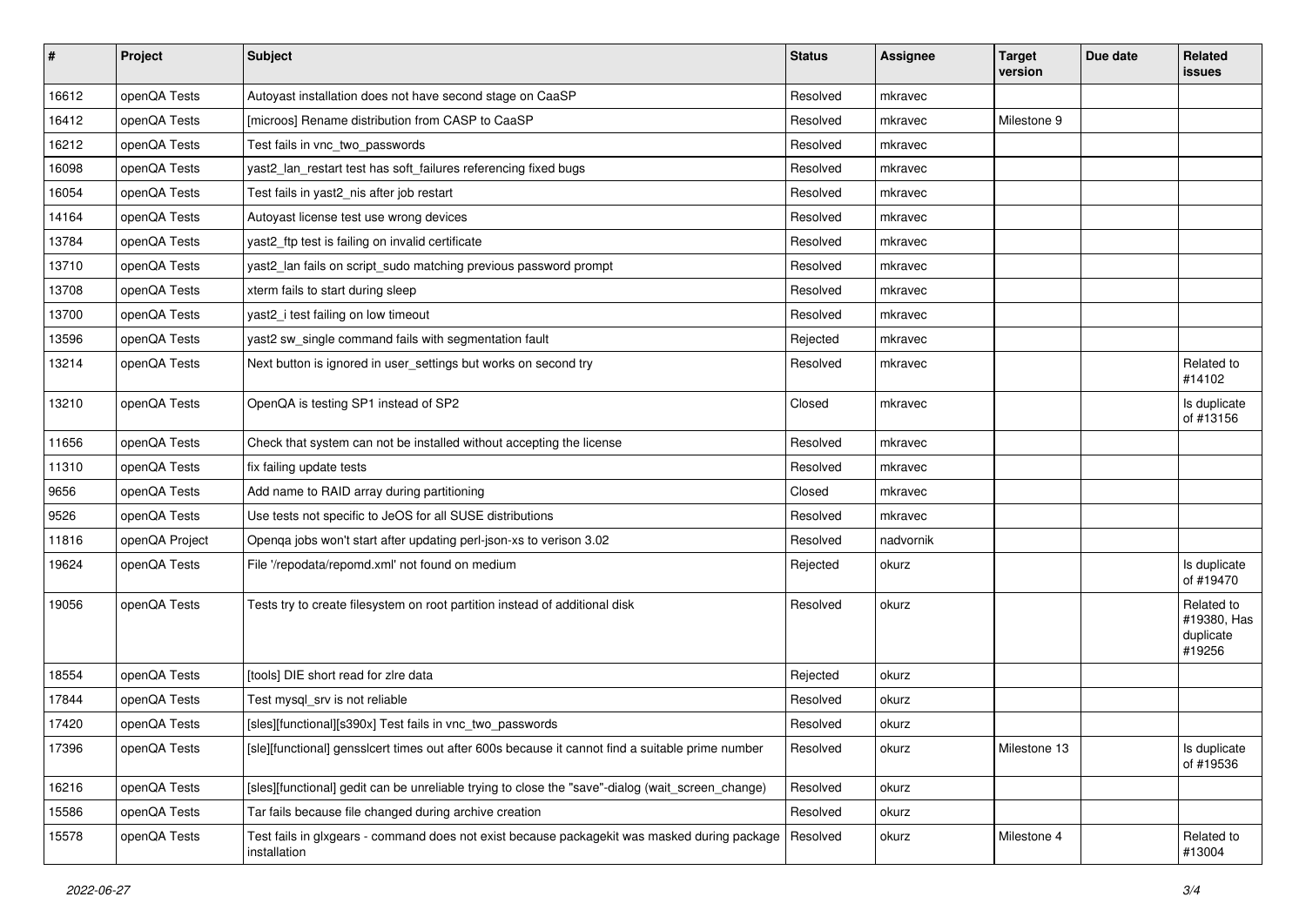| # | Project | Subject | Status | Assignee | Target version | Due date | Related issues |
|---|---|---|---|---|---|---|---|
| 16612 | openQA Tests | Autoyast installation does not have second stage on CaaSP | Resolved | mkravec | | | |
| 16412 | openQA Tests | [microos] Rename distribution from CASP to CaaSP | Resolved | mkravec | Milestone 9 | | |
| 16212 | openQA Tests | Test fails in vnc_two_passwords | Resolved | mkravec | | | |
| 16098 | openQA Tests | yast2_lan_restart test has soft_failures referencing fixed bugs | Resolved | mkravec | | | |
| 16054 | openQA Tests | Test fails in yast2_nis after job restart | Resolved | mkravec | | | |
| 14164 | openQA Tests | Autoyast license test use wrong devices | Resolved | mkravec | | | |
| 13784 | openQA Tests | yast2_ftp test is failing on invalid certificate | Resolved | mkravec | | | |
| 13710 | openQA Tests | yast2_lan fails on script_sudo matching previous password prompt | Resolved | mkravec | | | |
| 13708 | openQA Tests | xterm fails to start during sleep | Resolved | mkravec | | | |
| 13700 | openQA Tests | yast2_i test failing on low timeout | Resolved | mkravec | | | |
| 13596 | openQA Tests | yast2 sw_single command fails with segmentation fault | Rejected | mkravec | | | |
| 13214 | openQA Tests | Next button is ignored in user_settings but works on second try | Resolved | mkravec | | | Related to #14102 |
| 13210 | openQA Tests | OpenQA is testing SP1 instead of SP2 | Closed | mkravec | | | Is duplicate of #13156 |
| 11656 | openQA Tests | Check that system can not be installed without accepting the license | Resolved | mkravec | | | |
| 11310 | openQA Tests | fix failing update tests | Resolved | mkravec | | | |
| 9656 | openQA Tests | Add name to RAID array during partitioning | Closed | mkravec | | | |
| 9526 | openQA Tests | Use tests not specific to JeOS for all SUSE distributions | Resolved | mkravec | | | |
| 11816 | openQA Project | Openqa jobs won't start after updating perl-json-xs to verison 3.02 | Resolved | nadvornik | | | |
| 19624 | openQA Tests | File '/repodata/repomd.xml' not found on medium | Rejected | okurz | | | Is duplicate of #19470 |
| 19056 | openQA Tests | Tests try to create filesystem on root partition instead of additional disk | Resolved | okurz | | | Related to #19380, Has duplicate #19256 |
| 18554 | openQA Tests | [tools] DIE short read for zlre data | Rejected | okurz | | | |
| 17844 | openQA Tests | Test mysql_srv is not reliable | Resolved | okurz | | | |
| 17420 | openQA Tests | [sles][functional][s390x] Test fails in vnc_two_passwords | Resolved | okurz | | | |
| 17396 | openQA Tests | [sle][functional] gensslcert times out after 600s because it cannot find a suitable prime number | Resolved | okurz | Milestone 13 | | Is duplicate of #19536 |
| 16216 | openQA Tests | [sles][functional] gedit can be unreliable trying to close the "save"-dialog (wait_screen_change) | Resolved | okurz | | | |
| 15586 | openQA Tests | Tar fails because file changed during archive creation | Resolved | okurz | | | |
| 15578 | openQA Tests | Test fails in glxgears - command does not exist because packagekit was masked during package installation | Resolved | okurz | Milestone 4 | | Related to #13004 |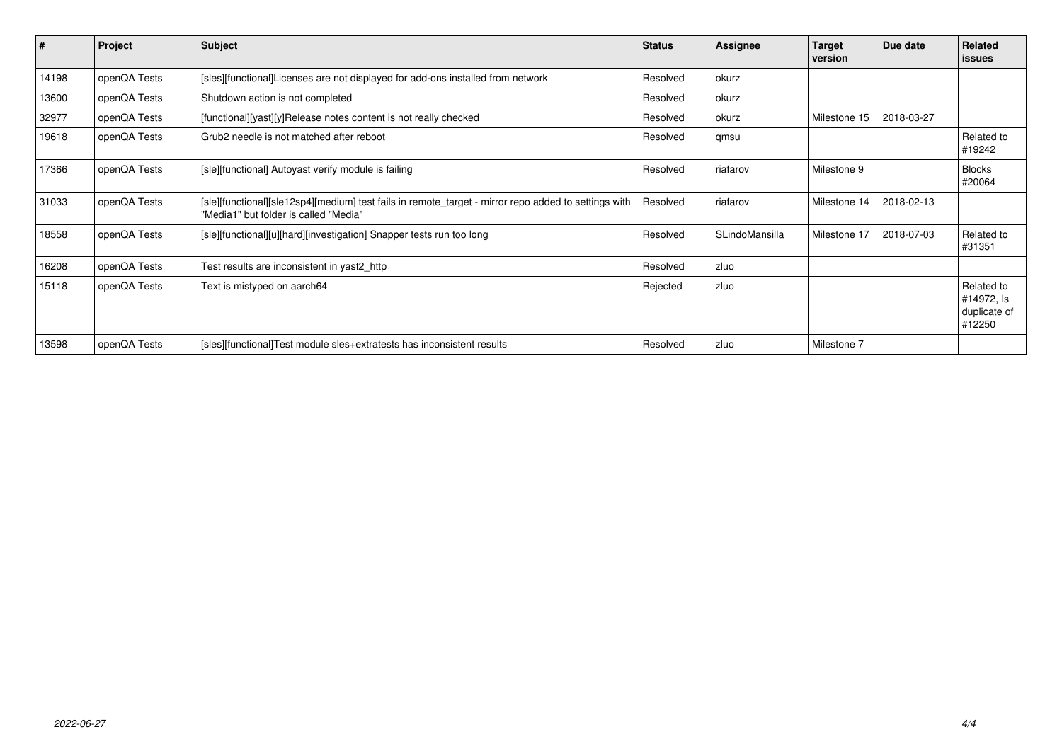| # | Project | Subject | Status | Assignee | Target version | Due date | Related issues |
|---|---|---|---|---|---|---|---|
| 14198 | openQA Tests | [sles][functional]Licenses are not displayed for add-ons installed from network | Resolved | okurz | | | |
| 13600 | openQA Tests | Shutdown action is not completed | Resolved | okurz | | | |
| 32977 | openQA Tests | [functional][yast][y]Release notes content is not really checked | Resolved | okurz | Milestone 15 | 2018-03-27 | |
| 19618 | openQA Tests | Grub2 needle is not matched after reboot | Resolved | qmsu | | | Related to #19242 |
| 17366 | openQA Tests | [sle][functional] Autoyast verify module is failing | Resolved | riafarov | Milestone 9 | | Blocks #20064 |
| 31033 | openQA Tests | [sle][functional][sle12sp4][medium] test fails in remote_target - mirror repo added to settings with "Media1" but folder is called "Media" | Resolved | riafarov | Milestone 14 | 2018-02-13 | |
| 18558 | openQA Tests | [sle][functional][u][hard][investigation] Snapper tests run too long | Resolved | SLindoMansilla | Milestone 17 | 2018-07-03 | Related to #31351 |
| 16208 | openQA Tests | Test results are inconsistent in yast2_http | Resolved | zluo | | | |
| 15118 | openQA Tests | Text is mistyped on aarch64 | Rejected | zluo | | | Related to #14972, Is duplicate of #12250 |
| 13598 | openQA Tests | [sles][functional]Test module sles+extratests has inconsistent results | Resolved | zluo | Milestone 7 | | |